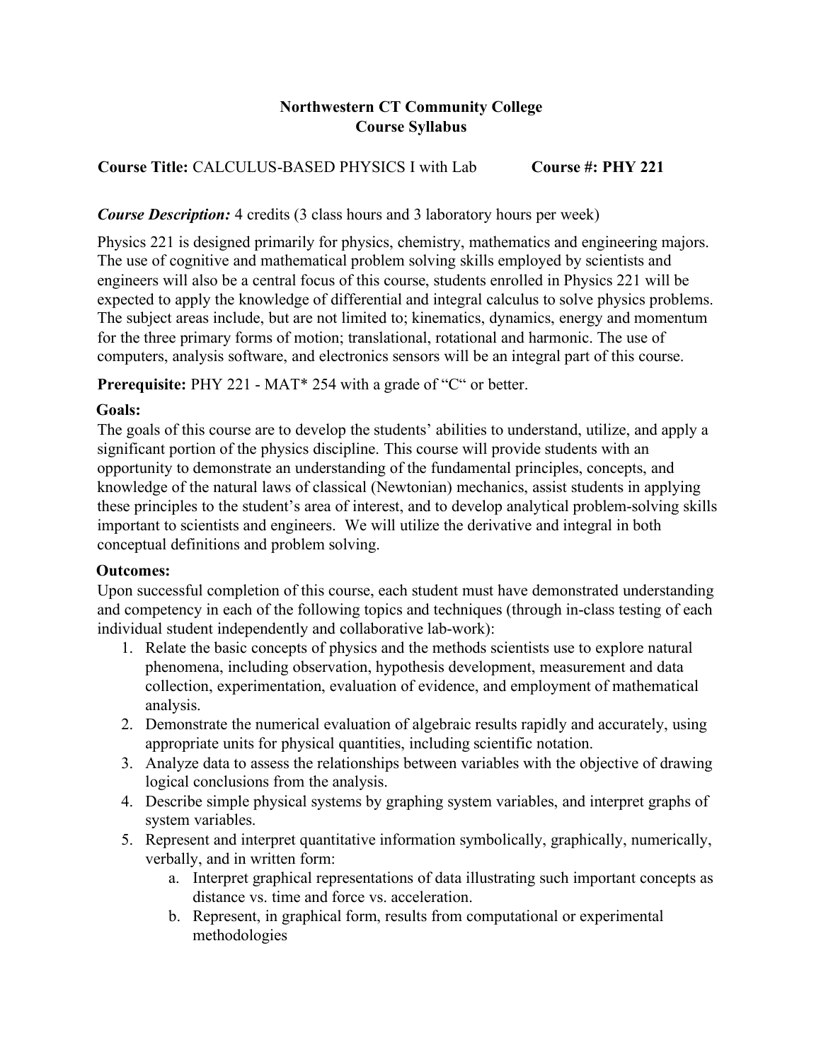**Northwestern CT Community College**
**Course Syllabus**

**Course Title:** CALCULUS-BASED PHYSICS I with Lab **Course #: PHY 221**

***Course Description:*** 4 credits (3 class hours and 3 laboratory hours per week)

Physics 221 is designed primarily for physics, chemistry, mathematics and engineering majors. The use of cognitive and mathematical problem solving skills employed by scientists and engineers will also be a central focus of this course, students enrolled in Physics 221 will be expected to apply the knowledge of differential and integral calculus to solve physics problems. The subject areas include, but are not limited to; kinematics, dynamics, energy and momentum for the three primary forms of motion; translational, rotational and harmonic. The use of computers, analysis software, and electronics sensors will be an integral part of this course.

**Prerequisite:** PHY 221 - MAT* 254 with a grade of "C" or better.

**Goals:**

The goals of this course are to develop the students' abilities to understand, utilize, and apply a significant portion of the physics discipline. This course will provide students with an opportunity to demonstrate an understanding of the fundamental principles, concepts, and knowledge of the natural laws of classical (Newtonian) mechanics, assist students in applying these principles to the student's area of interest, and to develop analytical problem-solving skills important to scientists and engineers. We will utilize the derivative and integral in both conceptual definitions and problem solving.

**Outcomes:**

Upon successful completion of this course, each student must have demonstrated understanding and competency in each of the following topics and techniques (through in-class testing of each individual student independently and collaborative lab-work):

1. Relate the basic concepts of physics and the methods scientists use to explore natural phenomena, including observation, hypothesis development, measurement and data collection, experimentation, evaluation of evidence, and employment of mathematical analysis.
2. Demonstrate the numerical evaluation of algebraic results rapidly and accurately, using appropriate units for physical quantities, including scientific notation.
3. Analyze data to assess the relationships between variables with the objective of drawing logical conclusions from the analysis.
4. Describe simple physical systems by graphing system variables, and interpret graphs of system variables.
5. Represent and interpret quantitative information symbolically, graphically, numerically, verbally, and in written form:
   a. Interpret graphical representations of data illustrating such important concepts as distance vs. time and force vs. acceleration.
   b. Represent, in graphical form, results from computational or experimental methodologies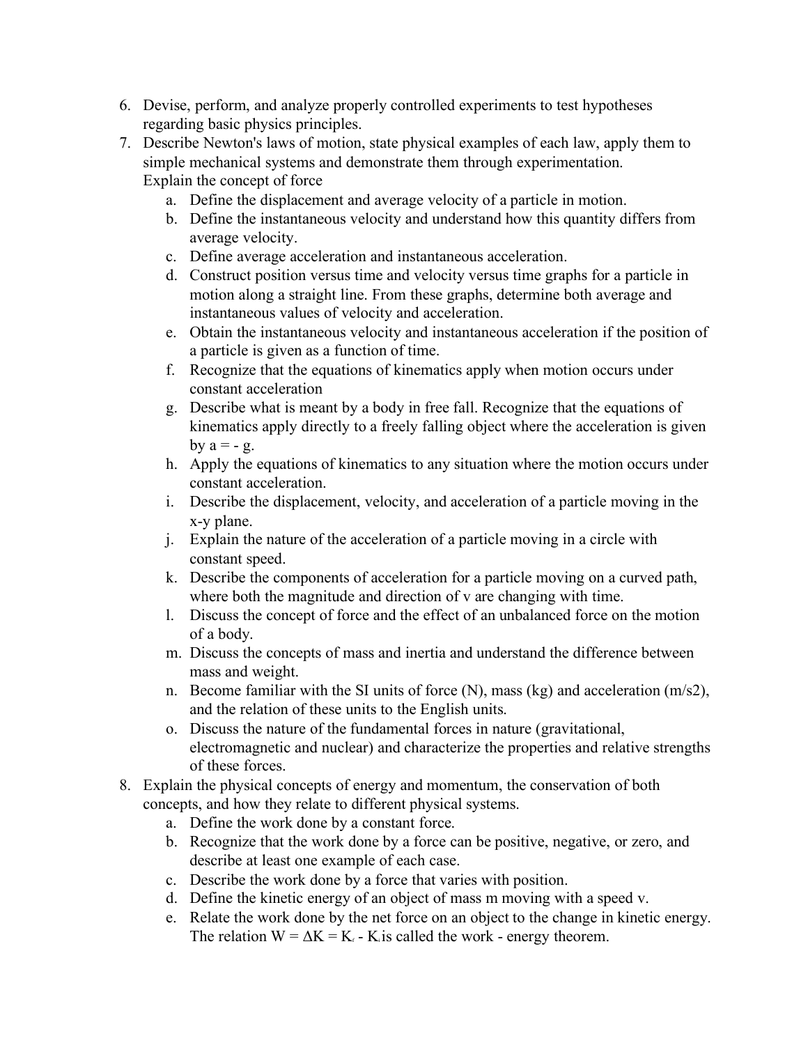6. Devise, perform, and analyze properly controlled experiments to test hypotheses regarding basic physics principles.
7. Describe Newton's laws of motion, state physical examples of each law, apply them to simple mechanical systems and demonstrate them through experimentation. Explain the concept of force
   a. Define the displacement and average velocity of a particle in motion.
   b. Define the instantaneous velocity and understand how this quantity differs from average velocity.
   c. Define average acceleration and instantaneous acceleration.
   d. Construct position versus time and velocity versus time graphs for a particle in motion along a straight line. From these graphs, determine both average and instantaneous values of velocity and acceleration.
   e. Obtain the instantaneous velocity and instantaneous acceleration if the position of a particle is given as a function of time.
   f. Recognize that the equations of kinematics apply when motion occurs under constant acceleration
   g. Describe what is meant by a body in free fall. Recognize that the equations of kinematics apply directly to a freely falling object where the acceleration is given by $a = - g$.
   h. Apply the equations of kinematics to any situation where the motion occurs under constant acceleration.
   i. Describe the displacement, velocity, and acceleration of a particle moving in the x-y plane.
   j. Explain the nature of the acceleration of a particle moving in a circle with constant speed.
   k. Describe the components of acceleration for a particle moving on a curved path, where both the magnitude and direction of v are changing with time.
   l. Discuss the concept of force and the effect of an unbalanced force on the motion of a body.
   m. Discuss the concepts of mass and inertia and understand the difference between mass and weight.
   n. Become familiar with the SI units of force (N), mass (kg) and acceleration (m/s2), and the relation of these units to the English units.
   o. Discuss the nature of the fundamental forces in nature (gravitational, electromagnetic and nuclear) and characterize the properties and relative strengths of these forces.
8. Explain the physical concepts of energy and momentum, the conservation of both concepts, and how they relate to different physical systems.
   a. Define the work done by a constant force.
   b. Recognize that the work done by a force can be positive, negative, or zero, and describe at least one example of each case.
   c. Describe the work done by a force that varies with position.
   d. Define the kinetic energy of an object of mass m moving with a speed v.
   e. Relate the work done by the net force on an object to the change in kinetic energy. The relation $W = \Delta K = K_f - K_i$ is called the work - energy theorem.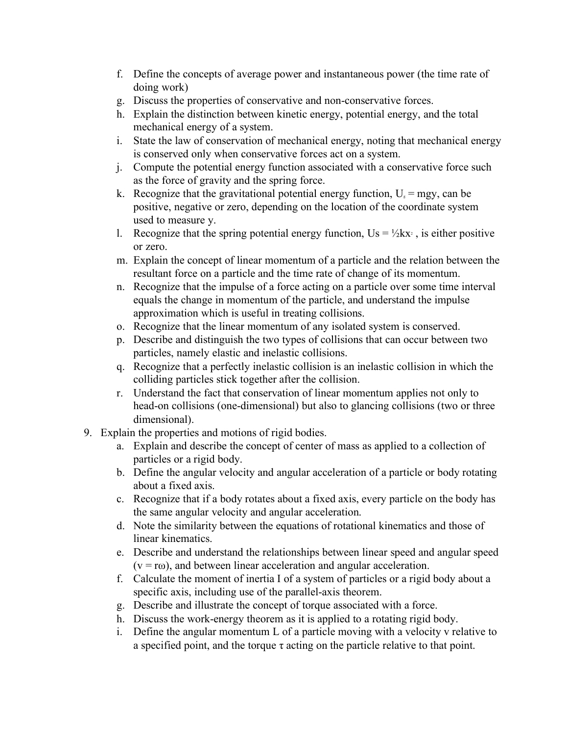f. Define the concepts of average power and instantaneous power (the time rate of doing work)
   g. Discuss the properties of conservative and non-conservative forces.
   h. Explain the distinction between kinetic energy, potential energy, and the total mechanical energy of a system.
   i. State the law of conservation of mechanical energy, noting that mechanical energy is conserved only when conservative forces act on a system.
   j. Compute the potential energy function associated with a conservative force such as the force of gravity and the spring force.
   k. Recognize that the gravitational potential energy function, $U_s = mgy$, can be positive, negative or zero, depending on the location of the coordinate system used to measure y.
   l. Recognize that the spring potential energy function, $Us = ½kx^2$ , is either positive or zero.
   m. Explain the concept of linear momentum of a particle and the relation between the resultant force on a particle and the time rate of change of its momentum.
   n. Recognize that the impulse of a force acting on a particle over some time interval equals the change in momentum of the particle, and understand the impulse approximation which is useful in treating collisions.
   o. Recognize that the linear momentum of any isolated system is conserved.
   p. Describe and distinguish the two types of collisions that can occur between two particles, namely elastic and inelastic collisions.
   q. Recognize that a perfectly inelastic collision is an inelastic collision in which the colliding particles stick together after the collision.
   r. Understand the fact that conservation of linear momentum applies not only to head-on collisions (one-dimensional) but also to glancing collisions (two or three dimensional).

9. Explain the properties and motions of rigid bodies.
   a. Explain and describe the concept of center of mass as applied to a collection of particles or a rigid body.
   b. Define the angular velocity and angular acceleration of a particle or body rotating about a fixed axis.
   c. Recognize that if a body rotates about a fixed axis, every particle on the body has the same angular velocity and angular acceleration.
   d. Note the similarity between the equations of rotational kinematics and those of linear kinematics.
   e. Describe and understand the relationships between linear speed and angular speed ($v = r\omega$), and between linear acceleration and angular acceleration.
   f. Calculate the moment of inertia I of a system of particles or a rigid body about a specific axis, including use of the parallel-axis theorem.
   g. Describe and illustrate the concept of torque associated with a force.
   h. Discuss the work-energy theorem as it is applied to a rotating rigid body.
   i. Define the angular momentum L of a particle moving with a velocity v relative to a specified point, and the torque $\tau$ acting on the particle relative to that point.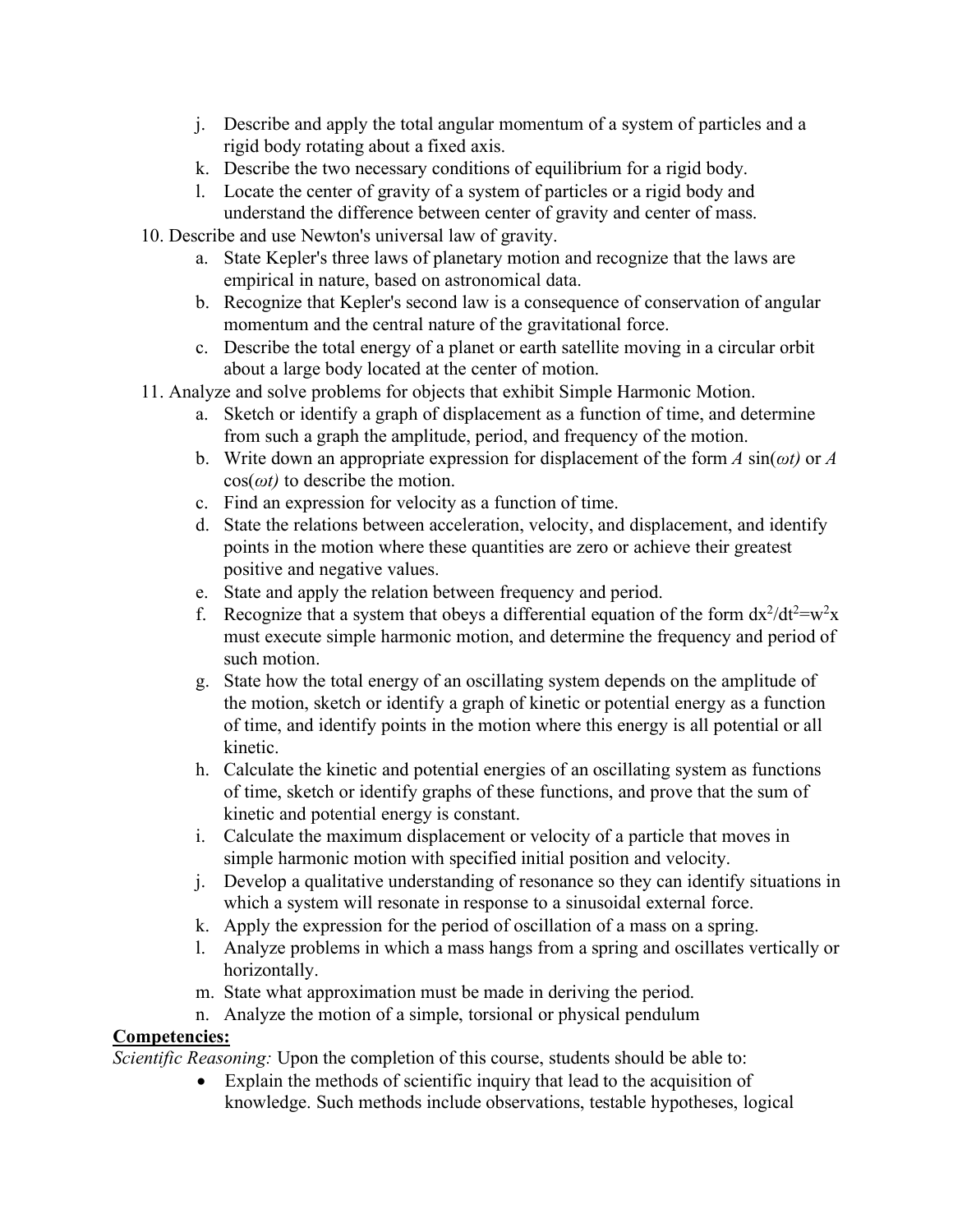j. Describe and apply the total angular momentum of a system of particles and a rigid body rotating about a fixed axis.
   k. Describe the two necessary conditions of equilibrium for a rigid body.
   l. Locate the center of gravity of a system of particles or a rigid body and understand the difference between center of gravity and center of mass.

10. Describe and use Newton's universal law of gravity.
    a. State Kepler's three laws of planetary motion and recognize that the laws are empirical in nature, based on astronomical data.
    b. Recognize that Kepler's second law is a consequence of conservation of angular momentum and the central nature of the gravitational force.
    c. Describe the total energy of a planet or earth satellite moving in a circular orbit about a large body located at the center of motion.

11. Analyze and solve problems for objects that exhibit Simple Harmonic Motion.
    a. Sketch or identify a graph of displacement as a function of time, and determine from such a graph the amplitude, period, and frequency of the motion.
    b. Write down an appropriate expression for displacement of the form $A \sin(\omega t)$ or $A \cos(\omega t)$ to describe the motion.
    c. Find an expression for velocity as a function of time.
    d. State the relations between acceleration, velocity, and displacement, and identify points in the motion where these quantities are zero or achieve their greatest positive and negative values.
    e. State and apply the relation between frequency and period.
    f. Recognize that a system that obeys a differential equation of the form $dx^2/dt^2=w^2x$ must execute simple harmonic motion, and determine the frequency and period of such motion.
    g. State how the total energy of an oscillating system depends on the amplitude of the motion, sketch or identify a graph of kinetic or potential energy as a function of time, and identify points in the motion where this energy is all potential or all kinetic.
    h. Calculate the kinetic and potential energies of an oscillating system as functions of time, sketch or identify graphs of these functions, and prove that the sum of kinetic and potential energy is constant.
    i. Calculate the maximum displacement or velocity of a particle that moves in simple harmonic motion with specified initial position and velocity.
    j. Develop a qualitative understanding of resonance so they can identify situations in which a system will resonate in response to a sinusoidal external force.
    k. Apply the expression for the period of oscillation of a mass on a spring.
    l. Analyze problems in which a mass hangs from a spring and oscillates vertically or horizontally.
    m. State what approximation must be made in deriving the period.
    n. Analyze the motion of a simple, torsional or physical pendulum

**Competencies:**

*Scientific Reasoning:* Upon the completion of this course, students should be able to:

- Explain the methods of scientific inquiry that lead to the acquisition of knowledge. Such methods include observations, testable hypotheses, logical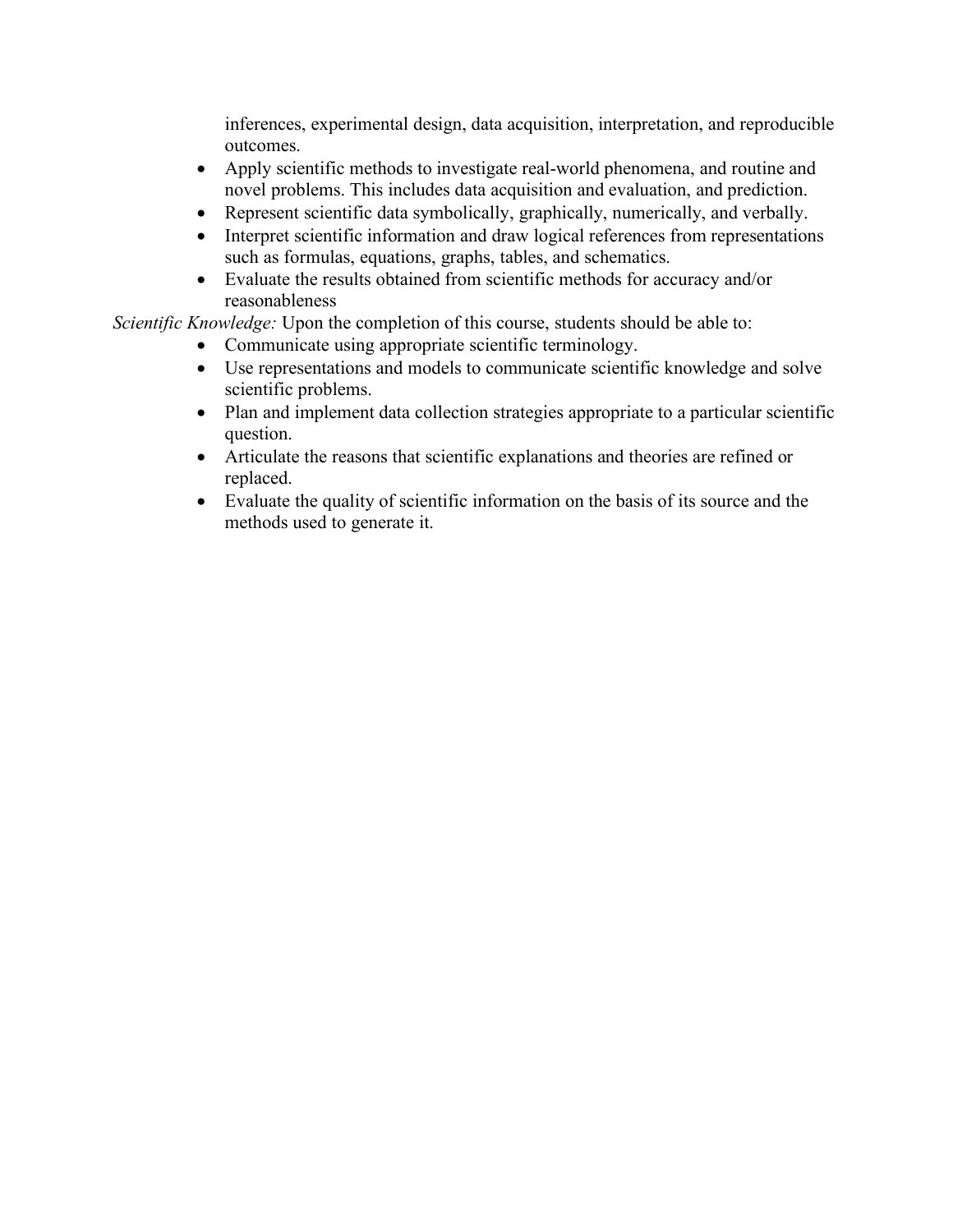inferences, experimental design, data acquisition, interpretation, and reproducible outcomes.

- Apply scientific methods to investigate real-world phenomena, and routine and novel problems. This includes data acquisition and evaluation, and prediction.
- Represent scientific data symbolically, graphically, numerically, and verbally.
- Interpret scientific information and draw logical references from representations such as formulas, equations, graphs, tables, and schematics.
- Evaluate the results obtained from scientific methods for accuracy and/or reasonableness

*Scientific Knowledge:* Upon the completion of this course, students should be able to:

- Communicate using appropriate scientific terminology.
- Use representations and models to communicate scientific knowledge and solve scientific problems.
- Plan and implement data collection strategies appropriate to a particular scientific question.
- Articulate the reasons that scientific explanations and theories are refined or replaced.
- Evaluate the quality of scientific information on the basis of its source and the methods used to generate it.